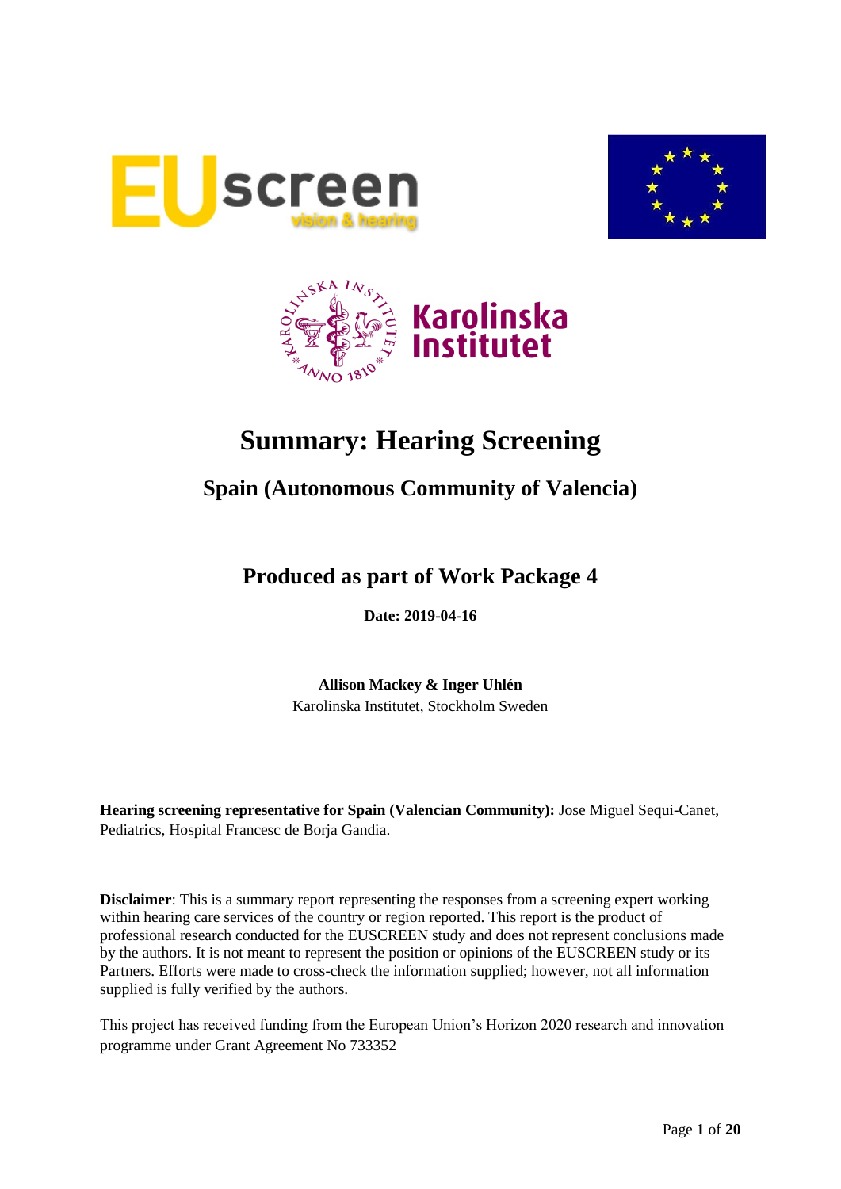# Summary: Hearing Screening

## Spain (Autonomous Community of Valencia)

## Produced as part of Work Package 4

**Date: 2019-04-16**

**Allison Mackey & Inger Uhlén**
Karolinska Institutet, Stockholm Sweden

**Hearing screening representative for Spain (Valencian Community):** Jose Miguel Sequi-Canet, Pediatrics, Hospital Francesc de Borja Gandia.

**Disclaimer**: This is a summary report representing the responses from a screening expert working within hearing care services of the country or region reported. This report is the product of professional research conducted for the EUSCREEN study and does not represent conclusions made by the authors. It is not meant to represent the position or opinions of the EUSCREEN study or its Partners. Efforts were made to cross-check the information supplied; however, not all information supplied is fully verified by the authors.

This project has received funding from the European Union's Horizon 2020 research and innovation programme under Grant Agreement No 733352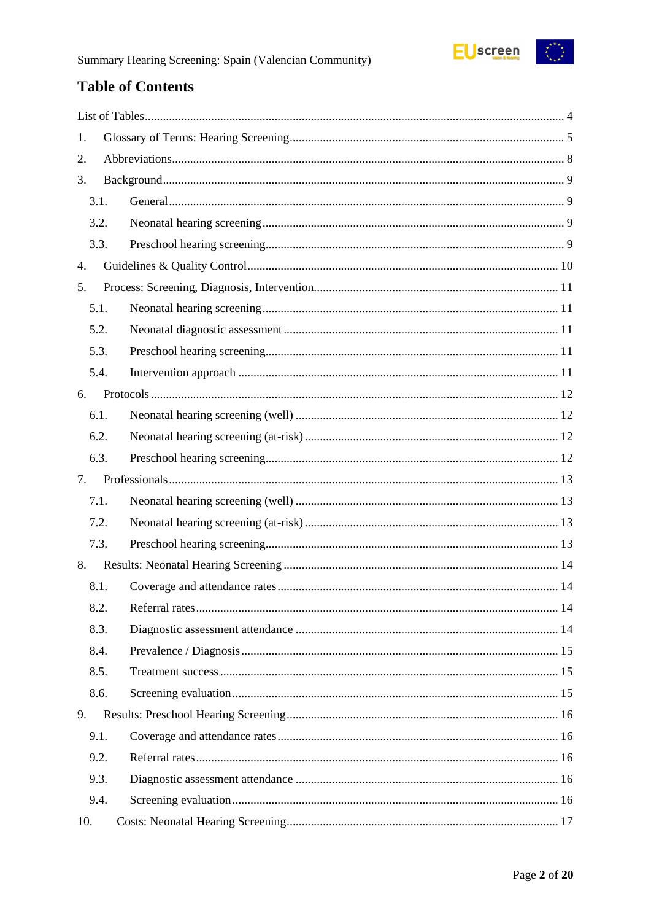# Table of Contents

List of Tables ........ 4

1. Glossary of Terms: Hearing Screening ........ 5
2. Abbreviations ........ 8
3. Background ........ 9
   - 3.1. General ........ 9
   - 3.2. Neonatal hearing screening ........ 9
   - 3.3. Preschool hearing screening ........ 9
4. Guidelines & Quality Control ........ 10
5. Process: Screening, Diagnosis, Intervention ........ 11
   - 5.1. Neonatal hearing screening ........ 11
   - 5.2. Neonatal diagnostic assessment ........ 11
   - 5.3. Preschool hearing screening ........ 11
   - 5.4. Intervention approach ........ 11
6. Protocols ........ 12
   - 6.1. Neonatal hearing screening (well) ........ 12
   - 6.2. Neonatal hearing screening (at-risk) ........ 12
   - 6.3. Preschool hearing screening ........ 12
7. Professionals ........ 13
   - 7.1. Neonatal hearing screening (well) ........ 13
   - 7.2. Neonatal hearing screening (at-risk) ........ 13
   - 7.3. Preschool hearing screening ........ 13
8. Results: Neonatal Hearing Screening ........ 14
   - 8.1. Coverage and attendance rates ........ 14
   - 8.2. Referral rates ........ 14
   - 8.3. Diagnostic assessment attendance ........ 14
   - 8.4. Prevalence / Diagnosis ........ 15
   - 8.5. Treatment success ........ 15
   - 8.6. Screening evaluation ........ 15
9. Results: Preschool Hearing Screening ........ 16
   - 9.1. Coverage and attendance rates ........ 16
   - 9.2. Referral rates ........ 16
   - 9.3. Diagnostic assessment attendance ........ 16
   - 9.4. Screening evaluation ........ 16
10. Costs: Neonatal Hearing Screening ........ 17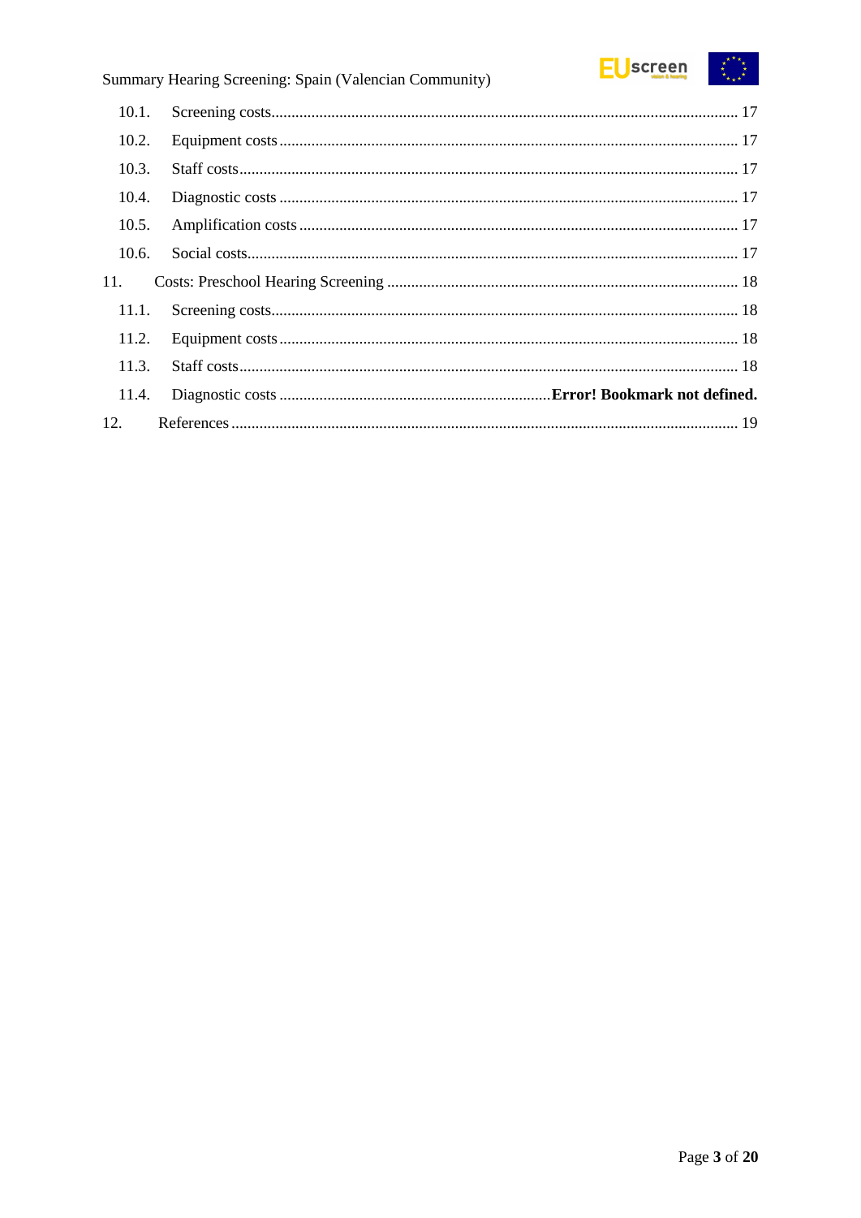10.1. Screening costs ........................................................................................................ 17

10.2. Equipment costs ...................................................................................................... 17

10.3. Staff costs ................................................................................................................ 17

10.4. Diagnostic costs ...................................................................................................... 17

10.5. Amplification costs ................................................................................................. 17

10.6. Social costs .............................................................................................................. 17

11. Costs: Preschool Hearing Screening ........................................................................... 18

11.1. Screening costs ........................................................................................................ 18

11.2. Equipment costs ...................................................................................................... 18

11.3. Staff costs ................................................................................................................ 18

11.4. Diagnostic costs ........................................................................ **Error! Bookmark not defined.**

12. References ................................................................................................................... 19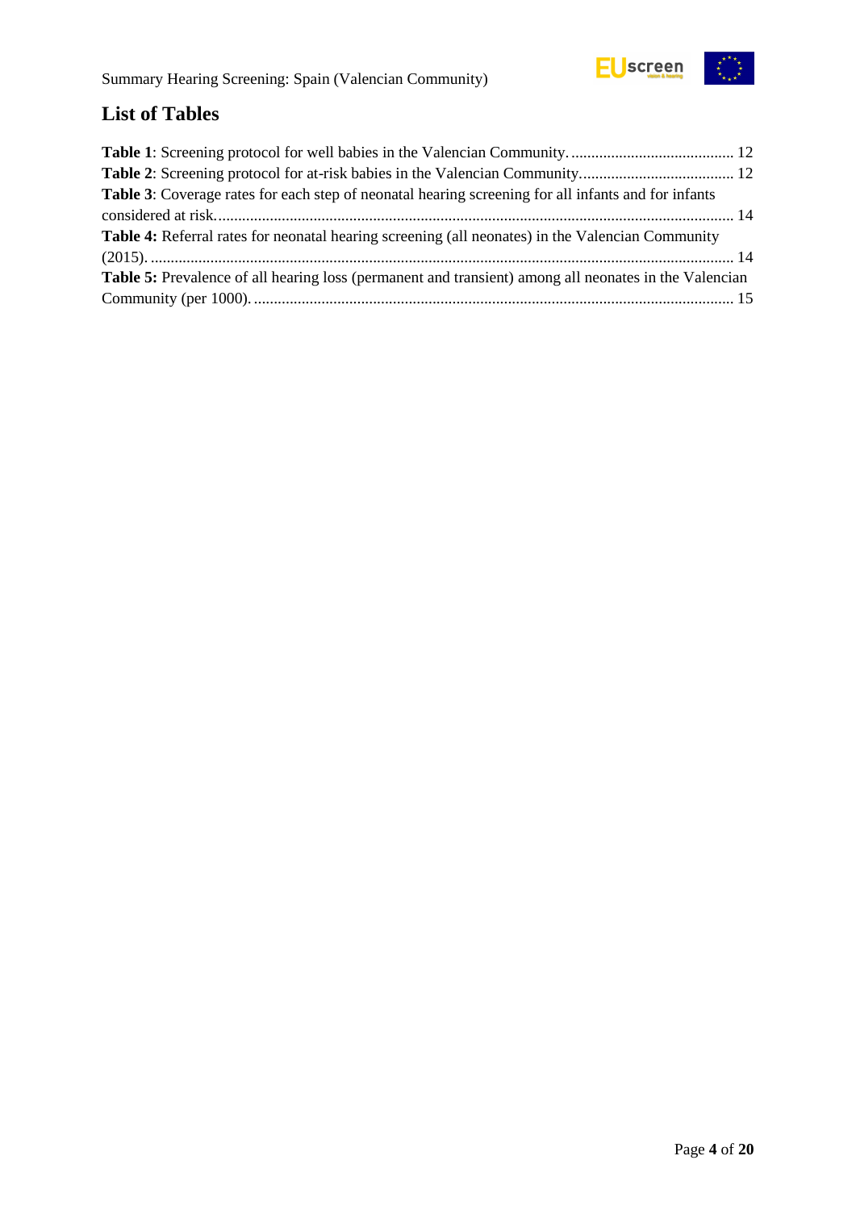## List of Tables

**Table 1**: Screening protocol for well babies in the Valencian Community. ......................................... 12

**Table 2**: Screening protocol for at-risk babies in the Valencian Community. ...................................... 12

**Table 3**: Coverage rates for each step of neonatal hearing screening for all infants and for infants considered at risk. ................................................................................................................................ 14

**Table 4:** Referral rates for neonatal hearing screening (all neonates) in the Valencian Community (2015). ................................................................................................................................................. 14

**Table 5:** Prevalence of all hearing loss (permanent and transient) among all neonates in the Valencian Community (per 1000). ........................................................................................................................ 15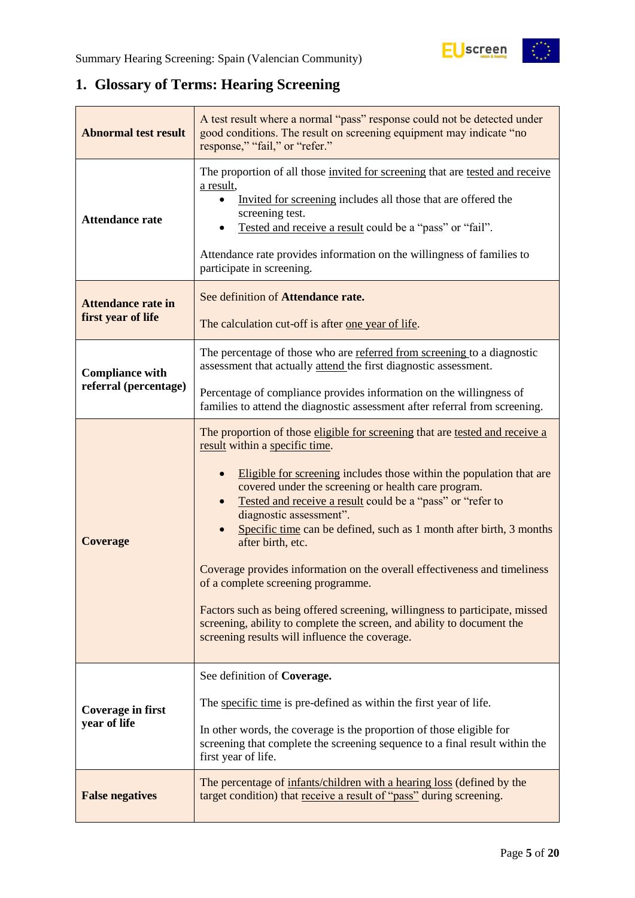# 1. Glossary of Terms: Hearing Screening

| Term | Definition |
|---|---|
| **Abnormal test result** | A test result where a normal “pass” response could not be detected under good conditions. The result on screening equipment may indicate “no response,” “fail,” or “refer.” |
| **Attendance rate** | The proportion of all those invited for screening that are tested and receive a result,<br>• Invited for screening includes all those that are offered the screening test.<br>• Tested and receive a result could be a “pass” or “fail”.<br><br>Attendance rate provides information on the willingness of families to participate in screening. |
| **Attendance rate in first year of life** | See definition of **Attendance rate.**<br><br>The calculation cut-off is after one year of life. |
| **Compliance with referral (percentage)** | The percentage of those who are referred from screening to a diagnostic assessment that actually attend the first diagnostic assessment.<br><br>Percentage of compliance provides information on the willingness of families to attend the diagnostic assessment after referral from screening. |
| **Coverage** | The proportion of those eligible for screening that are tested and receive a result within a specific time.<br><br>• Eligible for screening includes those within the population that are covered under the screening or health care program.<br>• Tested and receive a result could be a “pass” or “refer to diagnostic assessment”.<br>• Specific time can be defined, such as 1 month after birth, 3 months after birth, etc.<br><br>Coverage provides information on the overall effectiveness and timeliness of a complete screening programme.<br><br>Factors such as being offered screening, willingness to participate, missed screening, ability to complete the screen, and ability to document the screening results will influence the coverage. |
| **Coverage in first year of life** | See definition of **Coverage.**<br><br>The specific time is pre-defined as within the first year of life.<br><br>In other words, the coverage is the proportion of those eligible for screening that complete the screening sequence to a final result within the first year of life. |
| **False negatives** | The percentage of infants/children with a hearing loss (defined by the target condition) that receive a result of “pass” during screening. |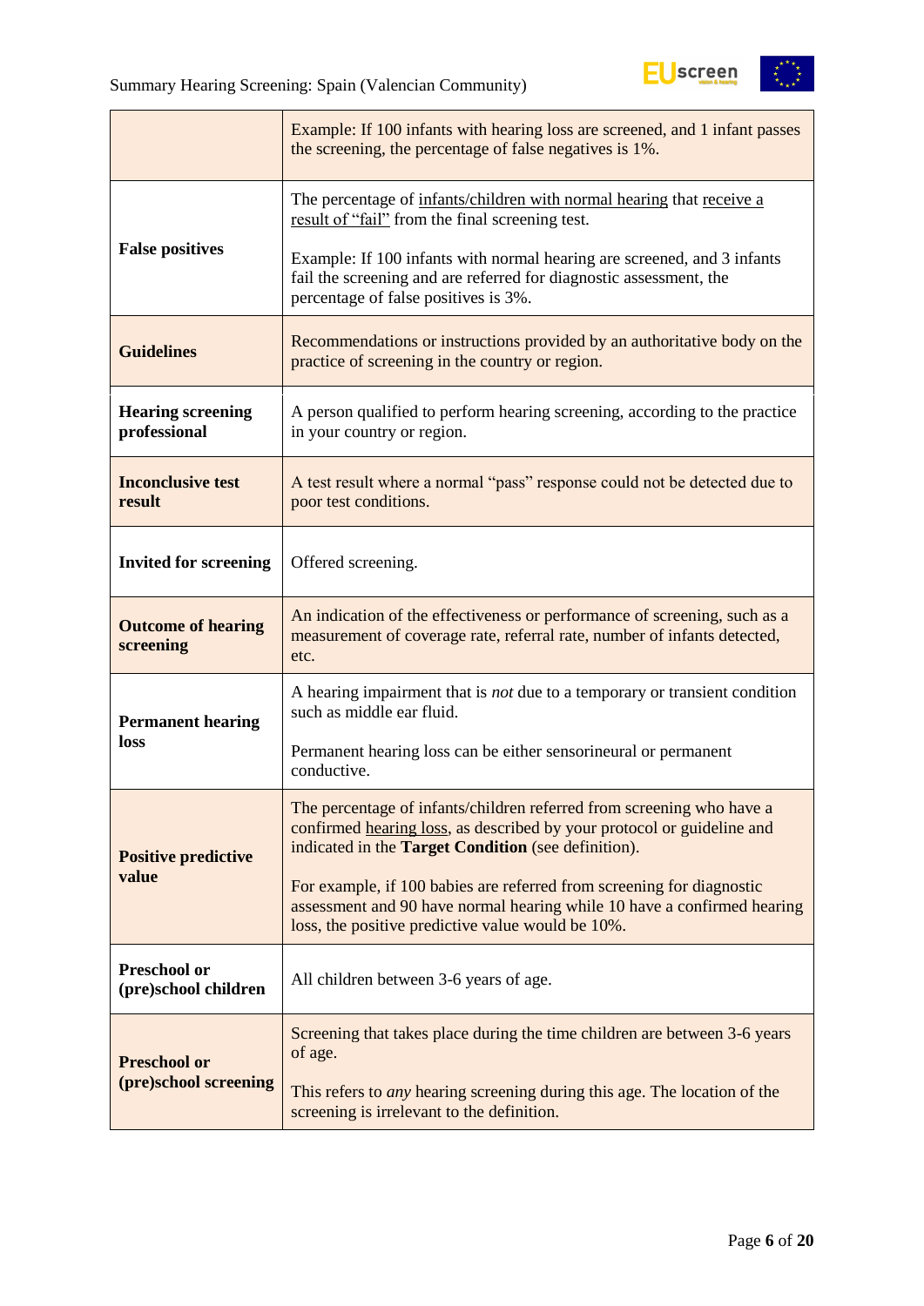| | |
|---|---|
| | Example: If 100 infants with hearing loss are screened, and 1 infant passes the screening, the percentage of false negatives is 1%. |
| **False positives** | The percentage of infants/children with normal hearing that receive a result of "fail" from the final screening test.<br><br>Example: If 100 infants with normal hearing are screened, and 3 infants fail the screening and are referred for diagnostic assessment, the percentage of false positives is 3%. |
| **Guidelines** | Recommendations or instructions provided by an authoritative body on the practice of screening in the country or region. |
| **Hearing screening professional** | A person qualified to perform hearing screening, according to the practice in your country or region. |
| **Inconclusive test result** | A test result where a normal "pass" response could not be detected due to poor test conditions. |
| **Invited for screening** | Offered screening. |
| **Outcome of hearing screening** | An indication of the effectiveness or performance of screening, such as a measurement of coverage rate, referral rate, number of infants detected, etc. |
| **Permanent hearing loss** | A hearing impairment that is *not* due to a temporary or transient condition such as middle ear fluid.<br><br>Permanent hearing loss can be either sensorineural or permanent conductive. |
| **Positive predictive value** | The percentage of infants/children referred from screening who have a confirmed hearing loss, as described by your protocol or guideline and indicated in the **Target Condition** (see definition).<br><br>For example, if 100 babies are referred from screening for diagnostic assessment and 90 have normal hearing while 10 have a confirmed hearing loss, the positive predictive value would be 10%. |
| **Preschool or (pre)school children** | All children between 3-6 years of age. |
| **Preschool or (pre)school screening** | Screening that takes place during the time children are between 3-6 years of age.<br><br>This refers to *any* hearing screening during this age. The location of the screening is irrelevant to the definition. |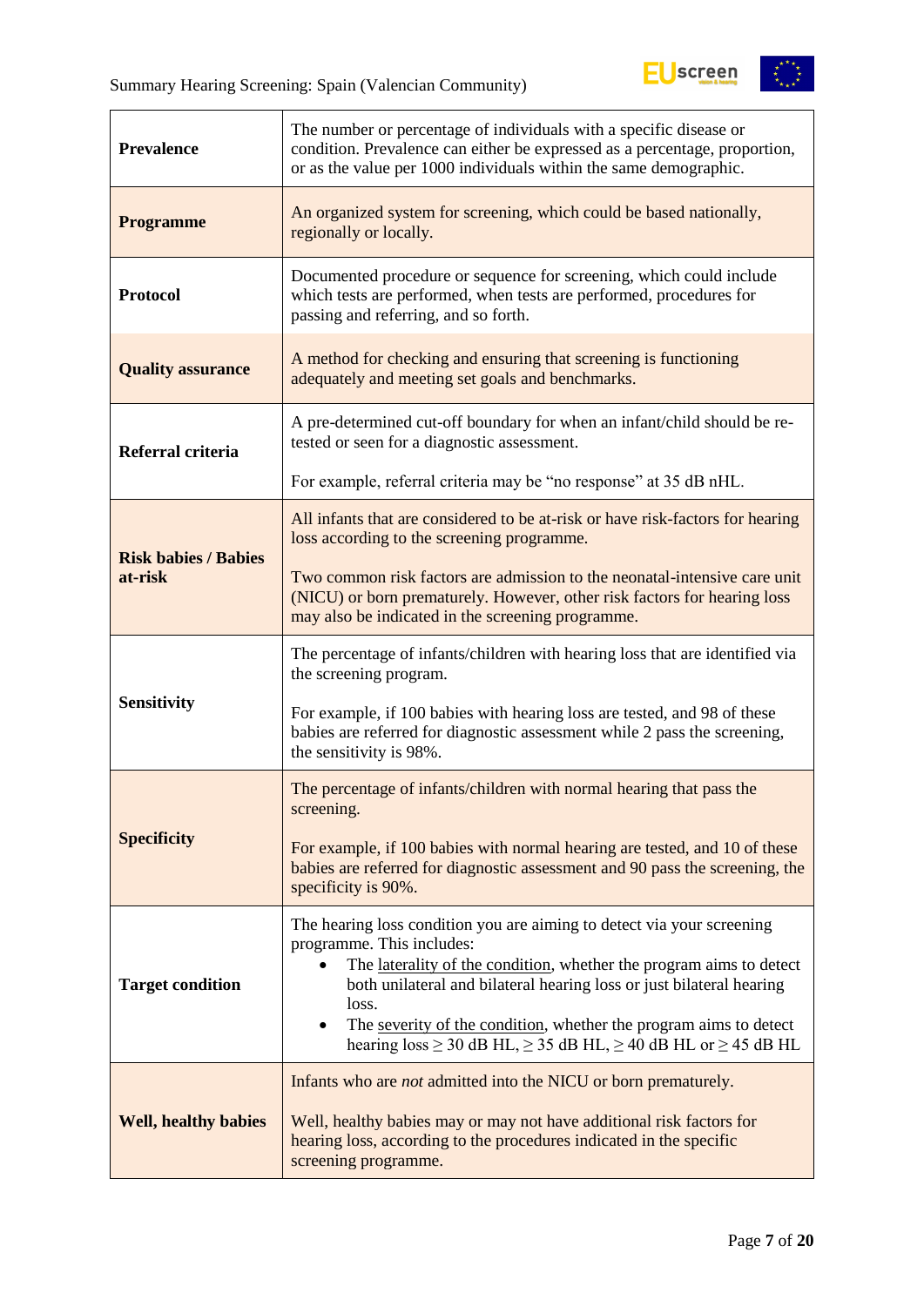| | |
|---|---|
| **Prevalence** | The number or percentage of individuals with a specific disease or condition. Prevalence can either be expressed as a percentage, proportion, or as the value per 1000 individuals within the same demographic. |
| **Programme** | An organized system for screening, which could be based nationally, regionally or locally. |
| **Protocol** | Documented procedure or sequence for screening, which could include which tests are performed, when tests are performed, procedures for passing and referring, and so forth. |
| **Quality assurance** | A method for checking and ensuring that screening is functioning adequately and meeting set goals and benchmarks. |
| **Referral criteria** | A pre-determined cut-off boundary for when an infant/child should be re-tested or seen for a diagnostic assessment.<br><br>For example, referral criteria may be “no response” at 35 dB nHL. |
| **Risk babies / Babies at-risk** | All infants that are considered to be at-risk or have risk-factors for hearing loss according to the screening programme.<br><br>Two common risk factors are admission to the neonatal-intensive care unit (NICU) or born prematurely. However, other risk factors for hearing loss may also be indicated in the screening programme. |
| **Sensitivity** | The percentage of infants/children with hearing loss that are identified via the screening program.<br><br>For example, if 100 babies with hearing loss are tested, and 98 of these babies are referred for diagnostic assessment while 2 pass the screening, the sensitivity is 98%. |
| **Specificity** | The percentage of infants/children with normal hearing that pass the screening.<br><br>For example, if 100 babies with normal hearing are tested, and 10 of these babies are referred for diagnostic assessment and 90 pass the screening, the specificity is 90%. |
| **Target condition** | The hearing loss condition you are aiming to detect via your screening programme. This includes:<br>• The laterality of the condition, whether the program aims to detect both unilateral and bilateral hearing loss or just bilateral hearing loss.<br>• The severity of the condition, whether the program aims to detect hearing loss ≥ 30 dB HL, ≥ 35 dB HL, ≥ 40 dB HL or ≥ 45 dB HL |
| **Well, healthy babies** | Infants who are *not* admitted into the NICU or born prematurely.<br><br>Well, healthy babies may or may not have additional risk factors for hearing loss, according to the procedures indicated in the specific screening programme. |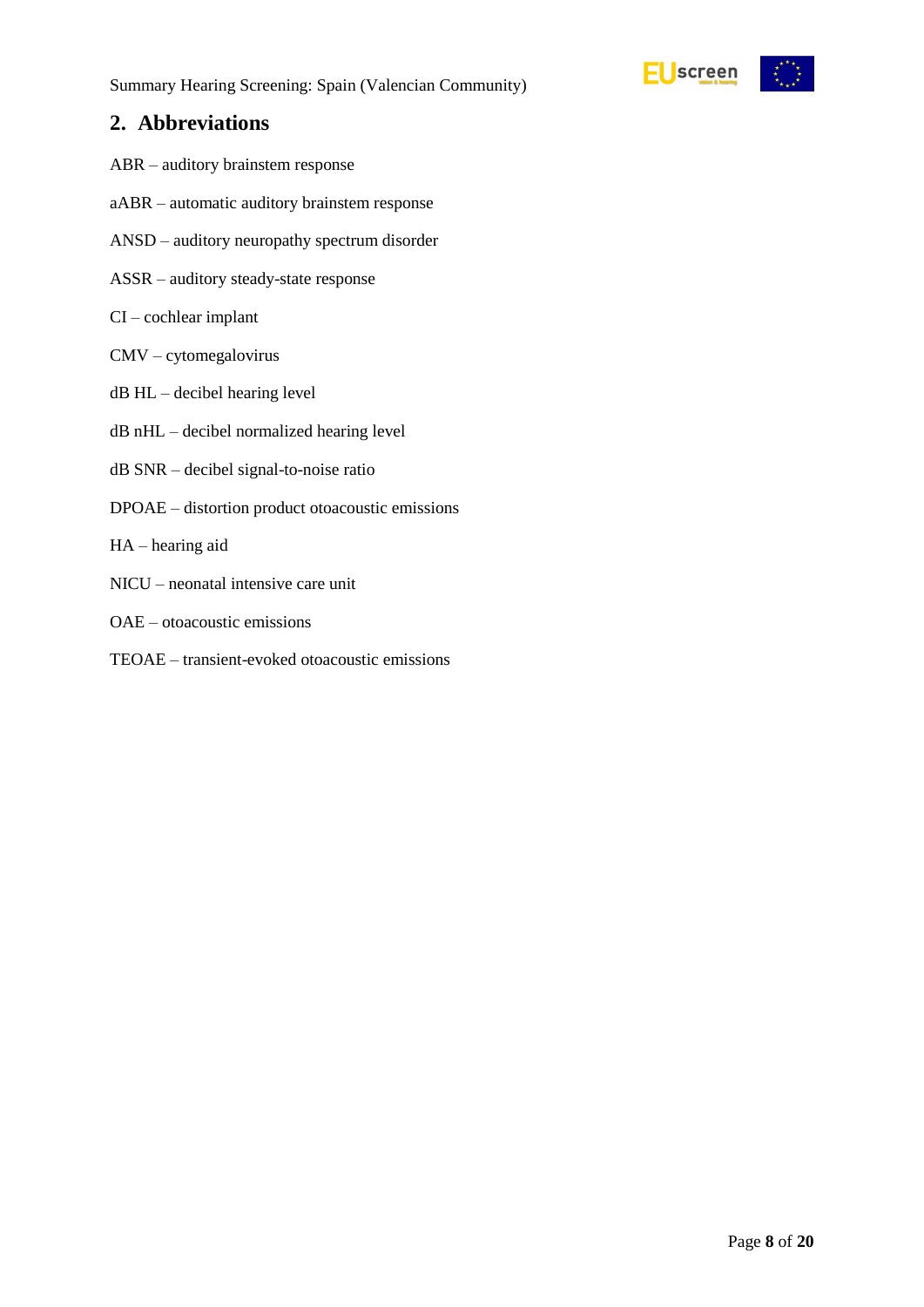## 2. Abbreviations

ABR – auditory brainstem response

aABR – automatic auditory brainstem response

ANSD – auditory neuropathy spectrum disorder

ASSR – auditory steady-state response

CI – cochlear implant

CMV – cytomegalovirus

dB HL – decibel hearing level

dB nHL – decibel normalized hearing level

dB SNR – decibel signal-to-noise ratio

DPOAE – distortion product otoacoustic emissions

HA – hearing aid

NICU – neonatal intensive care unit

OAE – otoacoustic emissions

TEOAE – transient-evoked otoacoustic emissions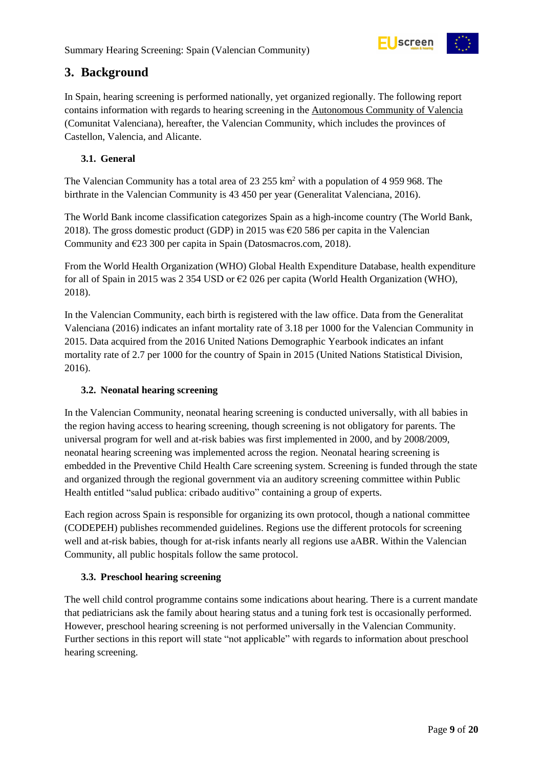## 3. Background

In Spain, hearing screening is performed nationally, yet organized regionally. The following report contains information with regards to hearing screening in the Autonomous Community of Valencia (Comunitat Valenciana), hereafter, the Valencian Community, which includes the provinces of Castellon, Valencia, and Alicante.

### 3.1. General

The Valencian Community has a total area of 23 255 km$^2$ with a population of 4 959 968. The birthrate in the Valencian Community is 43 450 per year (Generalitat Valenciana, 2016).

The World Bank income classification categorizes Spain as a high-income country (The World Bank, 2018). The gross domestic product (GDP) in 2015 was €20 586 per capita in the Valencian Community and €23 300 per capita in Spain (Datosmacros.com, 2018).

From the World Health Organization (WHO) Global Health Expenditure Database, health expenditure for all of Spain in 2015 was 2 354 USD or €2 026 per capita (World Health Organization (WHO), 2018).

In the Valencian Community, each birth is registered with the law office. Data from the Generalitat Valenciana (2016) indicates an infant mortality rate of 3.18 per 1000 for the Valencian Community in 2015. Data acquired from the 2016 United Nations Demographic Yearbook indicates an infant mortality rate of 2.7 per 1000 for the country of Spain in 2015 (United Nations Statistical Division, 2016).

### 3.2. Neonatal hearing screening

In the Valencian Community, neonatal hearing screening is conducted universally, with all babies in the region having access to hearing screening, though screening is not obligatory for parents. The universal program for well and at-risk babies was first implemented in 2000, and by 2008/2009, neonatal hearing screening was implemented across the region. Neonatal hearing screening is embedded in the Preventive Child Health Care screening system. Screening is funded through the state and organized through the regional government via an auditory screening committee within Public Health entitled "salud publica: cribado auditivo" containing a group of experts.

Each region across Spain is responsible for organizing its own protocol, though a national committee (CODEPEH) publishes recommended guidelines. Regions use the different protocols for screening well and at-risk babies, though for at-risk infants nearly all regions use aABR. Within the Valencian Community, all public hospitals follow the same protocol.

### 3.3. Preschool hearing screening

The well child control programme contains some indications about hearing. There is a current mandate that pediatricians ask the family about hearing status and a tuning fork test is occasionally performed. However, preschool hearing screening is not performed universally in the Valencian Community. Further sections in this report will state "not applicable" with regards to information about preschool hearing screening.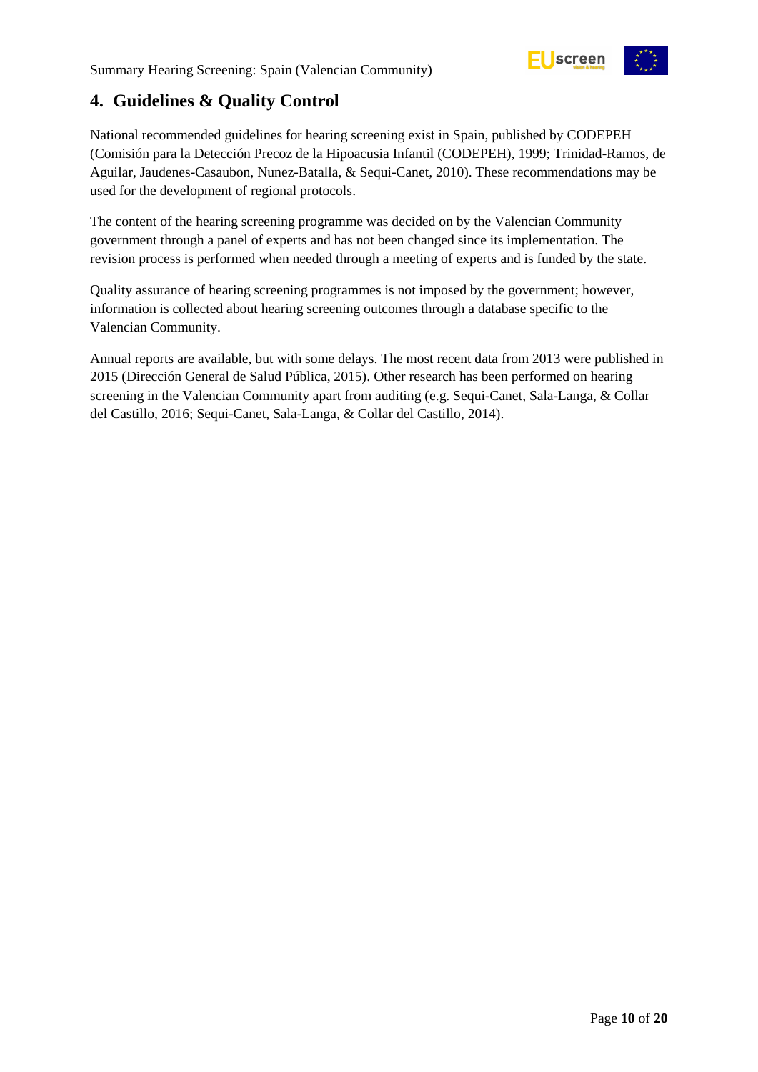## 4. Guidelines & Quality Control

National recommended guidelines for hearing screening exist in Spain, published by CODEPEH (Comisión para la Detección Precoz de la Hipoacusia Infantil (CODEPEH), 1999; Trinidad-Ramos, de Aguilar, Jaudenes-Casaubon, Nunez-Batalla, & Sequi-Canet, 2010). These recommendations may be used for the development of regional protocols.

The content of the hearing screening programme was decided on by the Valencian Community government through a panel of experts and has not been changed since its implementation. The revision process is performed when needed through a meeting of experts and is funded by the state.

Quality assurance of hearing screening programmes is not imposed by the government; however, information is collected about hearing screening outcomes through a database specific to the Valencian Community.

Annual reports are available, but with some delays. The most recent data from 2013 were published in 2015 (Dirección General de Salud Pública, 2015). Other research has been performed on hearing screening in the Valencian Community apart from auditing (e.g. Sequi-Canet, Sala-Langa, & Collar del Castillo, 2016; Sequi-Canet, Sala-Langa, & Collar del Castillo, 2014).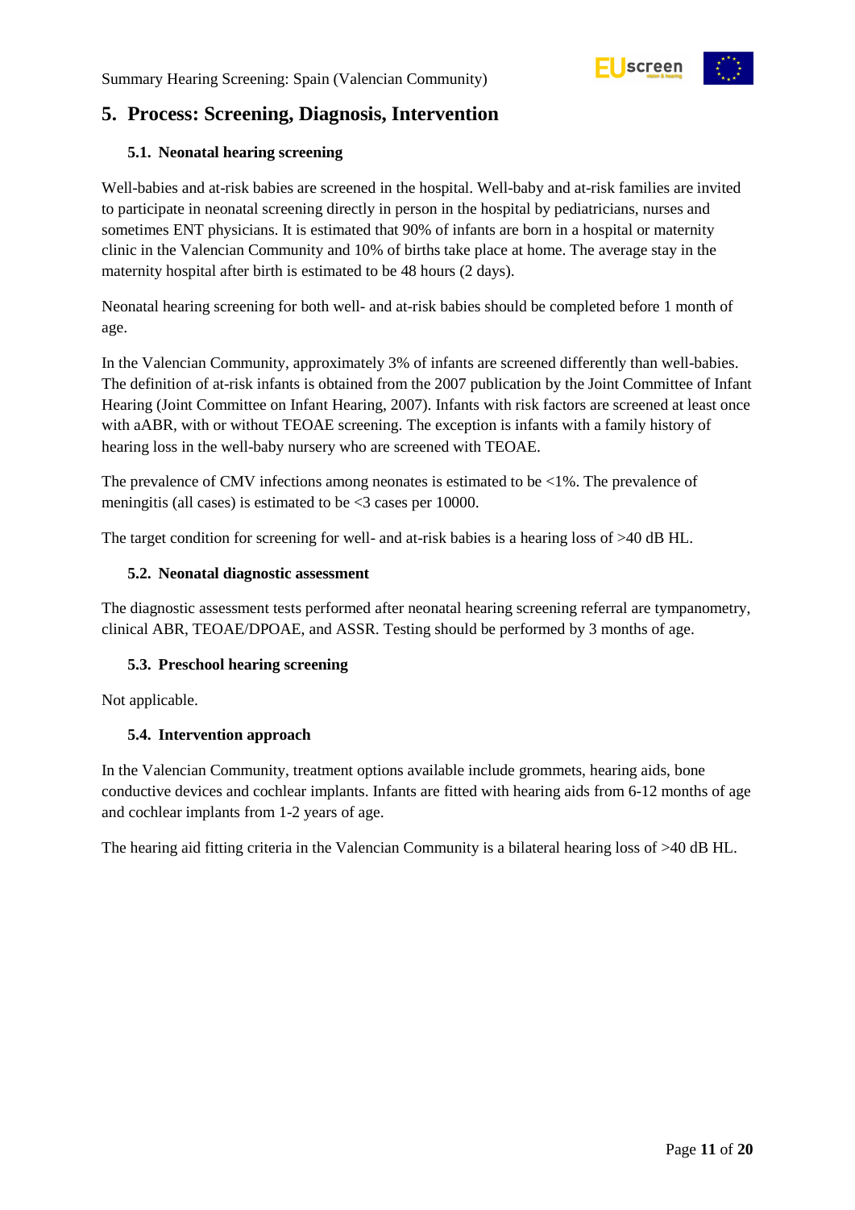## 5. Process: Screening, Diagnosis, Intervention

### 5.1. Neonatal hearing screening

Well-babies and at-risk babies are screened in the hospital. Well-baby and at-risk families are invited to participate in neonatal screening directly in person in the hospital by pediatricians, nurses and sometimes ENT physicians. It is estimated that 90% of infants are born in a hospital or maternity clinic in the Valencian Community and 10% of births take place at home. The average stay in the maternity hospital after birth is estimated to be 48 hours (2 days).

Neonatal hearing screening for both well- and at-risk babies should be completed before 1 month of age.

In the Valencian Community, approximately 3% of infants are screened differently than well-babies. The definition of at-risk infants is obtained from the 2007 publication by the Joint Committee of Infant Hearing (Joint Committee on Infant Hearing, 2007). Infants with risk factors are screened at least once with aABR, with or without TEOAE screening. The exception is infants with a family history of hearing loss in the well-baby nursery who are screened with TEOAE.

The prevalence of CMV infections among neonates is estimated to be <1%. The prevalence of meningitis (all cases) is estimated to be <3 cases per 10000.

The target condition for screening for well- and at-risk babies is a hearing loss of >40 dB HL.

### 5.2. Neonatal diagnostic assessment

The diagnostic assessment tests performed after neonatal hearing screening referral are tympanometry, clinical ABR, TEOAE/DPOAE, and ASSR. Testing should be performed by 3 months of age.

### 5.3. Preschool hearing screening

Not applicable.

### 5.4. Intervention approach

In the Valencian Community, treatment options available include grommets, hearing aids, bone conductive devices and cochlear implants. Infants are fitted with hearing aids from 6-12 months of age and cochlear implants from 1-2 years of age.

The hearing aid fitting criteria in the Valencian Community is a bilateral hearing loss of >40 dB HL.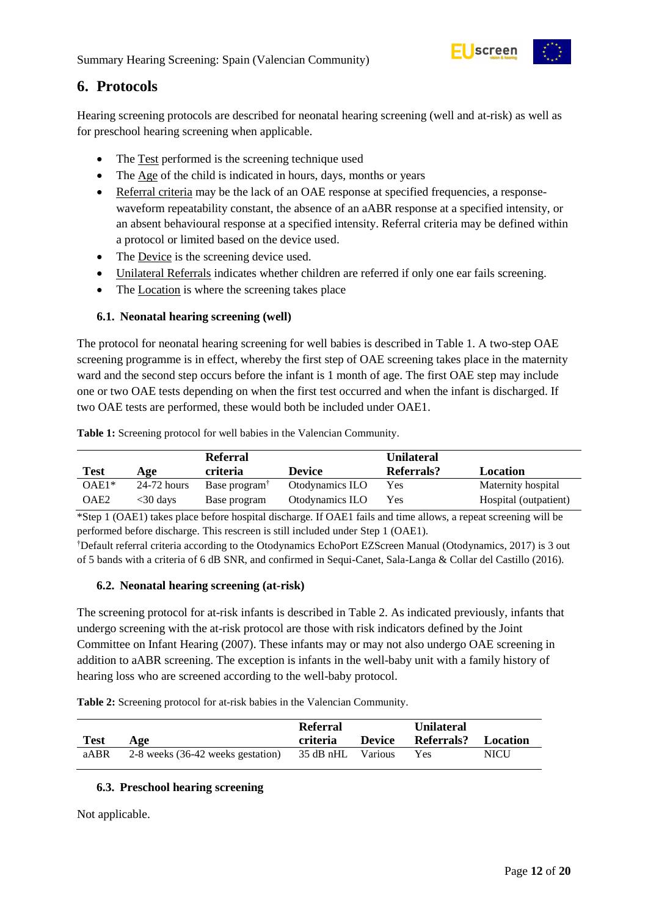## 6. Protocols

Hearing screening protocols are described for neonatal hearing screening (well and at-risk) as well as for preschool hearing screening when applicable.

- The Test performed is the screening technique used
- The Age of the child is indicated in hours, days, months or years
- Referral criteria may be the lack of an OAE response at specified frequencies, a response-waveform repeatability constant, the absence of an aABR response at a specified intensity, or an absent behavioural response at a specified intensity. Referral criteria may be defined within a protocol or limited based on the device used.
- The Device is the screening device used.
- Unilateral Referrals indicates whether children are referred if only one ear fails screening.
- The Location is where the screening takes place

### 6.1. Neonatal hearing screening (well)

The protocol for neonatal hearing screening for well babies is described in Table 1. A two-step OAE screening programme is in effect, whereby the first step of OAE screening takes place in the maternity ward and the second step occurs before the infant is 1 month of age. The first OAE step may include one or two OAE tests depending on when the first test occurred and when the infant is discharged. If two OAE tests are performed, these would both be included under OAE1.

**Table 1:** Screening protocol for well babies in the Valencian Community.

| Test | Age | Referral criteria | Device | Unilateral Referrals? | Location |
|---|---|---|---|---|---|
| OAE1* | 24-72 hours | Base program† | Otodynamics ILO | Yes | Maternity hospital |
| OAE2 | <30 days | Base program | Otodynamics ILO | Yes | Hospital (outpatient) |

*Step 1 (OAE1) takes place before hospital discharge. If OAE1 fails and time allows, a repeat screening will be performed before discharge. This rescreen is still included under Step 1 (OAE1).

†Default referral criteria according to the Otodynamics EchoPort EZScreen Manual (Otodynamics, 2017) is 3 out of 5 bands with a criteria of 6 dB SNR, and confirmed in Sequi-Canet, Sala-Langa & Collar del Castillo (2016).

### 6.2. Neonatal hearing screening (at-risk)

The screening protocol for at-risk infants is described in Table 2. As indicated previously, infants that undergo screening with the at-risk protocol are those with risk indicators defined by the Joint Committee on Infant Hearing (2007). These infants may or may not also undergo OAE screening in addition to aABR screening. The exception is infants in the well-baby unit with a family history of hearing loss who are screened according to the well-baby protocol.

**Table 2:** Screening protocol for at-risk babies in the Valencian Community.

| Test | Age | Referral criteria | Device | Unilateral Referrals? | Location |
|---|---|---|---|---|---|
| aABR | 2-8 weeks (36-42 weeks gestation) | 35 dB nHL | Various | Yes | NICU |

### 6.3. Preschool hearing screening

Not applicable.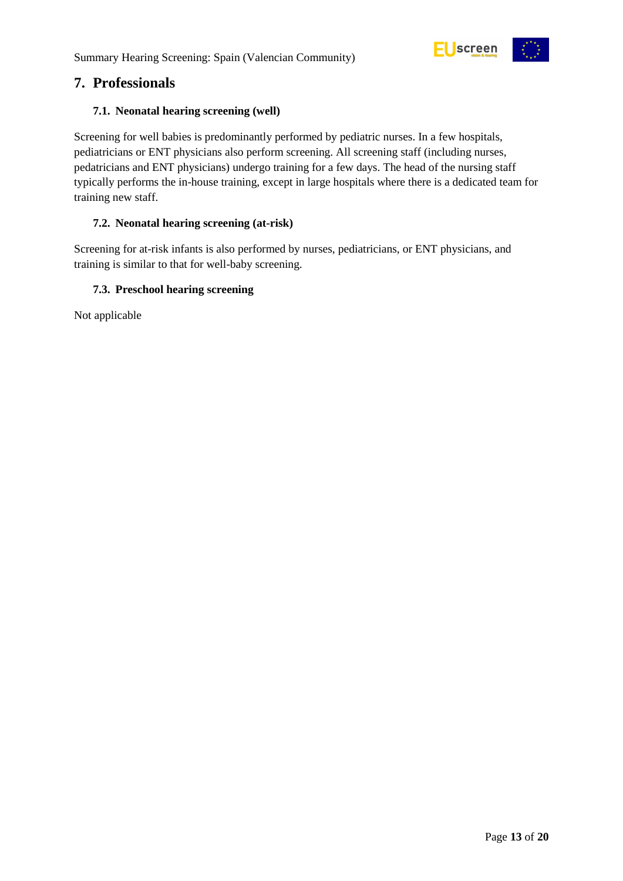## 7. Professionals

### 7.1. Neonatal hearing screening (well)

Screening for well babies is predominantly performed by pediatric nurses. In a few hospitals, pediatricians or ENT physicians also perform screening. All screening staff (including nurses, pedatricians and ENT physicians) undergo training for a few days. The head of the nursing staff typically performs the in-house training, except in large hospitals where there is a dedicated team for training new staff.

### 7.2. Neonatal hearing screening (at-risk)

Screening for at-risk infants is also performed by nurses, pediatricians, or ENT physicians, and training is similar to that for well-baby screening.

### 7.3. Preschool hearing screening

Not applicable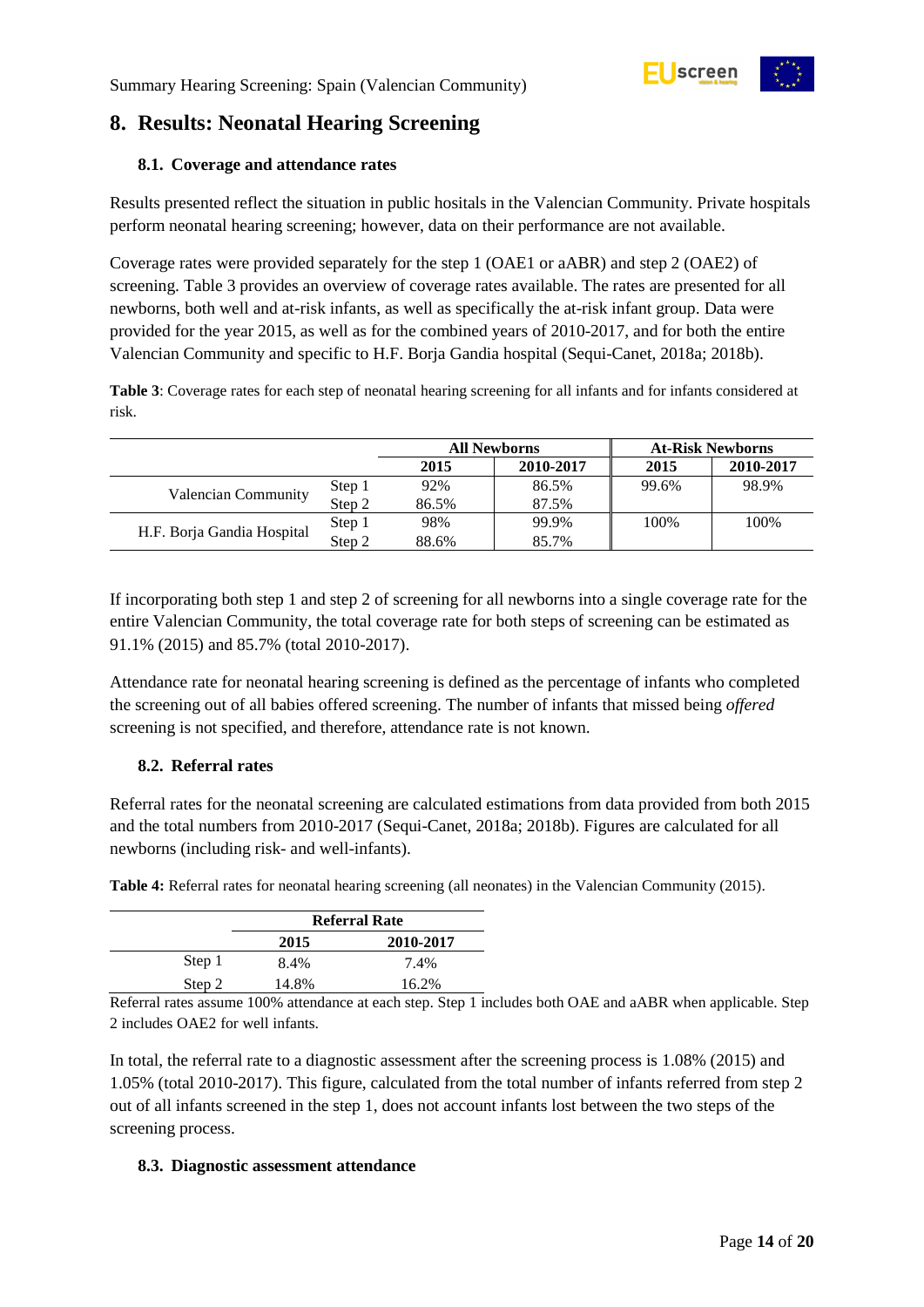## 8. Results: Neonatal Hearing Screening

### 8.1. Coverage and attendance rates

Results presented reflect the situation in public hositals in the Valencian Community. Private hospitals perform neonatal hearing screening; however, data on their performance are not available.

Coverage rates were provided separately for the step 1 (OAE1 or aABR) and step 2 (OAE2) of screening. Table 3 provides an overview of coverage rates available. The rates are presented for all newborns, both well and at-risk infants, as well as specifically the at-risk infant group. Data were provided for the year 2015, as well as for the combined years of 2010-2017, and for both the entire Valencian Community and specific to H.F. Borja Gandia hospital (Sequi-Canet, 2018a; 2018b).

**Table 3**: Coverage rates for each step of neonatal hearing screening for all infants and for infants considered at risk.

| | | All Newborns | | At-Risk Newborns | |
|---|---|---|---|---|---|
| | | 2015 | 2010-2017 | 2015 | 2010-2017 |
| Valencian Community | Step 1 | 92% | 86.5% | 99.6% | 98.9% |
| | Step 2 | 86.5% | 87.5% | | |
| H.F. Borja Gandia Hospital | Step 1 | 98% | 99.9% | 100% | 100% |
| | Step 2 | 88.6% | 85.7% | | |

If incorporating both step 1 and step 2 of screening for all newborns into a single coverage rate for the entire Valencian Community, the total coverage rate for both steps of screening can be estimated as 91.1% (2015) and 85.7% (total 2010-2017).

Attendance rate for neonatal hearing screening is defined as the percentage of infants who completed the screening out of all babies offered screening. The number of infants that missed being *offered* screening is not specified, and therefore, attendance rate is not known.

### 8.2. Referral rates

Referral rates for the neonatal screening are calculated estimations from data provided from both 2015 and the total numbers from 2010-2017 (Sequi-Canet, 2018a; 2018b). Figures are calculated for all newborns (including risk- and well-infants).

**Table 4:** Referral rates for neonatal hearing screening (all neonates) in the Valencian Community (2015).

| | Referral Rate | |
|---|---|---|
| | 2015 | 2010-2017 |
| Step 1 | 8.4% | 7.4% |
| Step 2 | 14.8% | 16.2% |

Referral rates assume 100% attendance at each step. Step 1 includes both OAE and aABR when applicable. Step 2 includes OAE2 for well infants.

In total, the referral rate to a diagnostic assessment after the screening process is 1.08% (2015) and 1.05% (total 2010-2017). This figure, calculated from the total number of infants referred from step 2 out of all infants screened in the step 1, does not account infants lost between the two steps of the screening process.

### 8.3. Diagnostic assessment attendance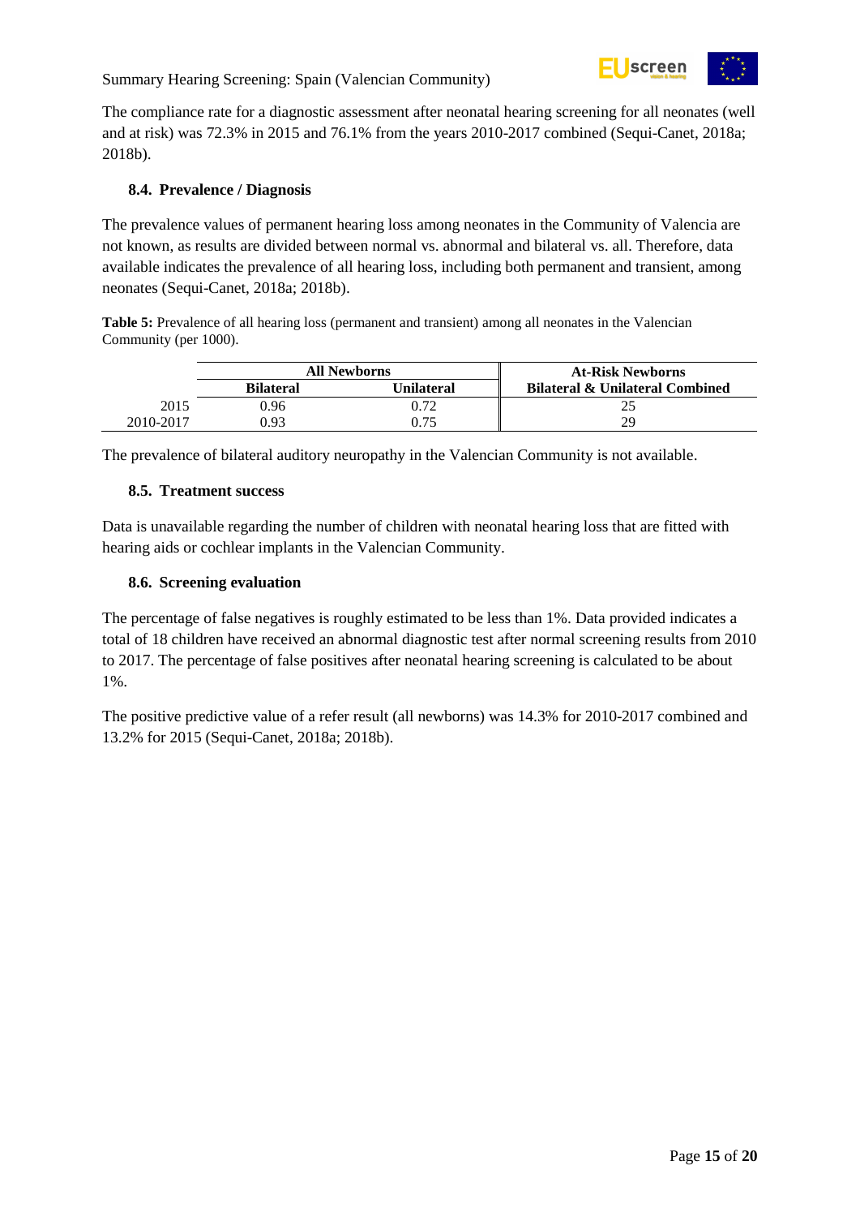The compliance rate for a diagnostic assessment after neonatal hearing screening for all neonates (well and at risk) was 72.3% in 2015 and 76.1% from the years 2010-2017 combined (Sequi-Canet, 2018a; 2018b).

### 8.4. Prevalence / Diagnosis

The prevalence values of permanent hearing loss among neonates in the Community of Valencia are not known, as results are divided between normal vs. abnormal and bilateral vs. all. Therefore, data available indicates the prevalence of all hearing loss, including both permanent and transient, among neonates (Sequi-Canet, 2018a; 2018b).

**Table 5:** Prevalence of all hearing loss (permanent and transient) among all neonates in the Valencian Community (per 1000).

| | All Newborns | | At-Risk Newborns |
|---|---|---|---|
| | **Bilateral** | **Unilateral** | **Bilateral & Unilateral Combined** |
| 2015 | 0.96 | 0.72 | 25 |
| 2010-2017 | 0.93 | 0.75 | 29 |

The prevalence of bilateral auditory neuropathy in the Valencian Community is not available.

### 8.5. Treatment success

Data is unavailable regarding the number of children with neonatal hearing loss that are fitted with hearing aids or cochlear implants in the Valencian Community.

### 8.6. Screening evaluation

The percentage of false negatives is roughly estimated to be less than 1%. Data provided indicates a total of 18 children have received an abnormal diagnostic test after normal screening results from 2010 to 2017. The percentage of false positives after neonatal hearing screening is calculated to be about 1%.

The positive predictive value of a refer result (all newborns) was 14.3% for 2010-2017 combined and 13.2% for 2015 (Sequi-Canet, 2018a; 2018b).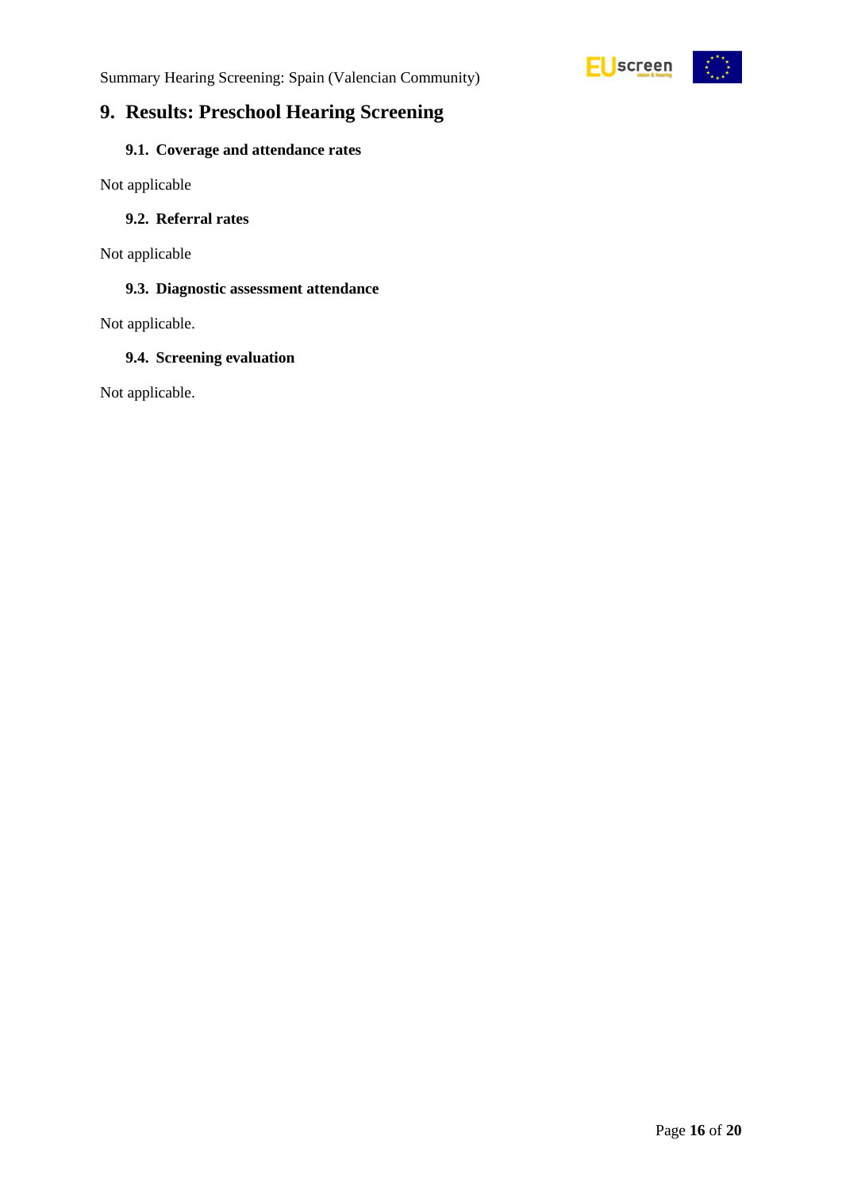## 9. Results: Preschool Hearing Screening

### 9.1. Coverage and attendance rates

Not applicable

### 9.2. Referral rates

Not applicable

### 9.3. Diagnostic assessment attendance

Not applicable.

### 9.4. Screening evaluation

Not applicable.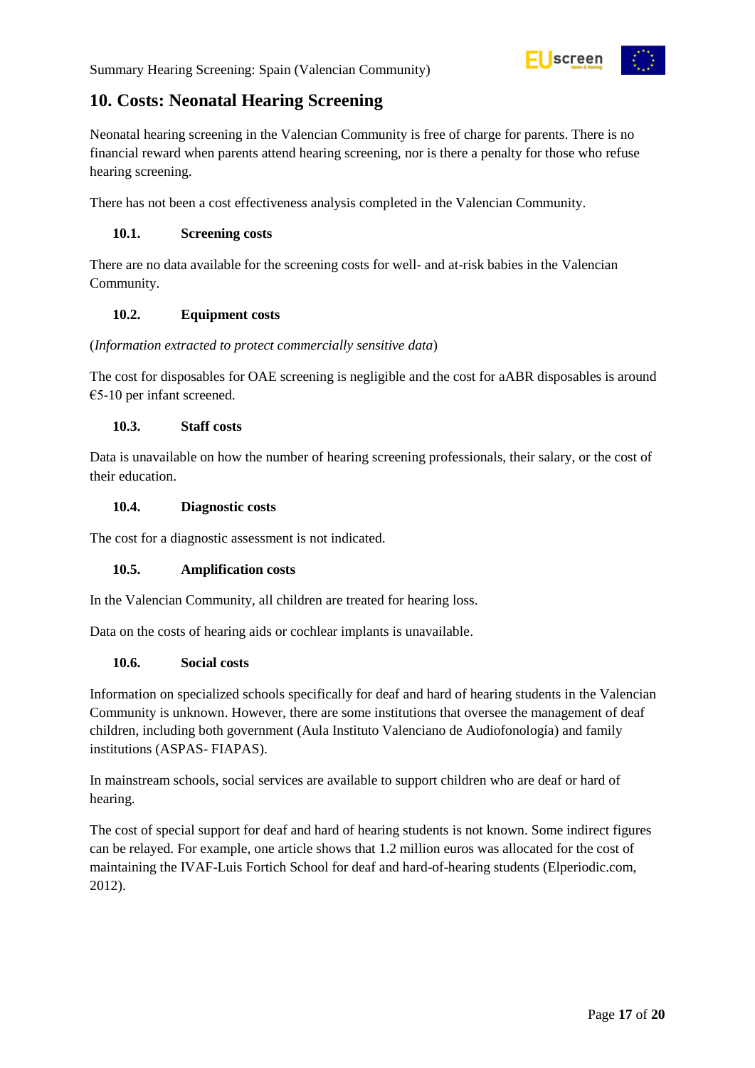## 10. Costs: Neonatal Hearing Screening

Neonatal hearing screening in the Valencian Community is free of charge for parents. There is no financial reward when parents attend hearing screening, nor is there a penalty for those who refuse hearing screening.

There has not been a cost effectiveness analysis completed in the Valencian Community.

### 10.1. Screening costs

There are no data available for the screening costs for well- and at-risk babies in the Valencian Community.

### 10.2. Equipment costs

(*Information extracted to protect commercially sensitive data*)

The cost for disposables for OAE screening is negligible and the cost for aABR disposables is around €5-10 per infant screened.

### 10.3. Staff costs

Data is unavailable on how the number of hearing screening professionals, their salary, or the cost of their education.

### 10.4. Diagnostic costs

The cost for a diagnostic assessment is not indicated.

### 10.5. Amplification costs

In the Valencian Community, all children are treated for hearing loss.

Data on the costs of hearing aids or cochlear implants is unavailable.

### 10.6. Social costs

Information on specialized schools specifically for deaf and hard of hearing students in the Valencian Community is unknown. However, there are some institutions that oversee the management of deaf children, including both government (Aula Instituto Valenciano de Audiofonología) and family institutions (ASPAS- FIAPAS).

In mainstream schools, social services are available to support children who are deaf or hard of hearing.

The cost of special support for deaf and hard of hearing students is not known. Some indirect figures can be relayed. For example, one article shows that 1.2 million euros was allocated for the cost of maintaining the IVAF-Luis Fortich School for deaf and hard-of-hearing students (Elperiodic.com, 2012).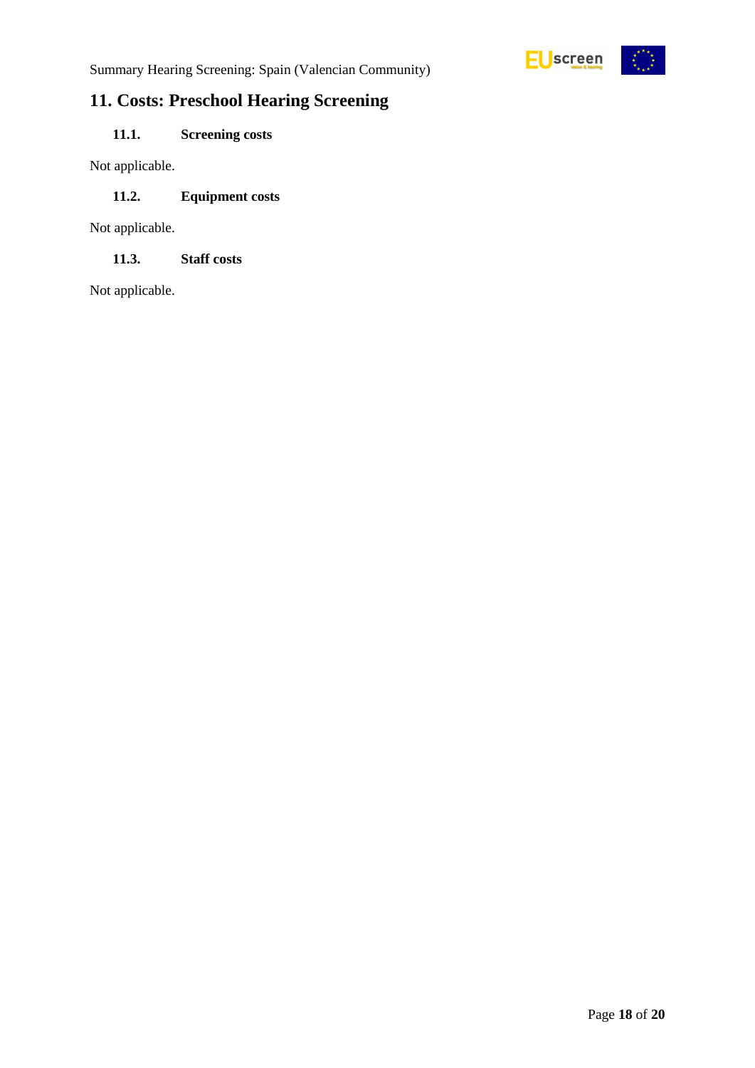## 11. Costs: Preschool Hearing Screening

### 11.1. Screening costs

Not applicable.

### 11.2. Equipment costs

Not applicable.

### 11.3. Staff costs

Not applicable.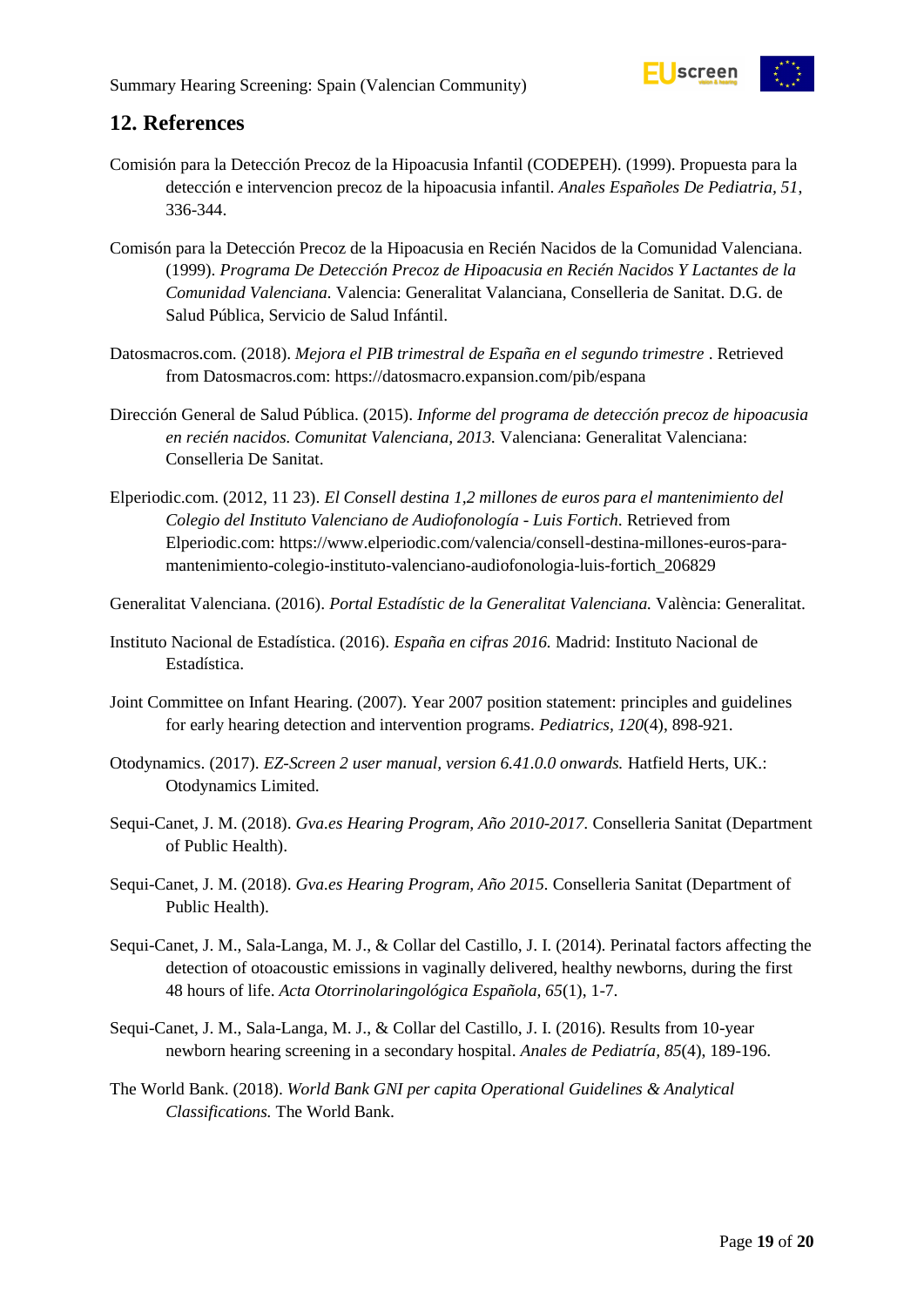## 12. References

Comisión para la Detección Precoz de la Hipoacusia Infantil (CODEPEH). (1999). Propuesta para la detección e intervencion precoz de la hipoacusia infantil. *Anales Españoles De Pediatria, 51*, 336-344.

Comisón para la Detección Precoz de la Hipoacusia en Recién Nacidos de la Comunidad Valenciana. (1999). *Programa De Detección Precoz de Hipoacusia en Recién Nacidos Y Lactantes de la Comunidad Valenciana.* Valencia: Generalitat Valanciana, Conselleria de Sanitat. D.G. de Salud Pública, Servicio de Salud Infántil.

Datosmacros.com. (2018). *Mejora el PIB trimestral de España en el segundo trimestre* . Retrieved from Datosmacros.com: https://datosmacro.expansion.com/pib/espana

Dirección General de Salud Pública. (2015). *Informe del programa de detección precoz de hipoacusia en recién nacidos. Comunitat Valenciana, 2013.* Valenciana: Generalitat Valenciana: Conselleria De Sanitat.

Elperiodic.com. (2012, 11 23). *El Consell destina 1,2 millones de euros para el mantenimiento del Colegio del Instituto Valenciano de Audiofonología - Luis Fortich.* Retrieved from Elperiodic.com: https://www.elperiodic.com/valencia/consell-destina-millones-euros-para-mantenimiento-colegio-instituto-valenciano-audiofonologia-luis-fortich_206829

Generalitat Valenciana. (2016). *Portal Estadístic de la Generalitat Valenciana.* València: Generalitat.

Instituto Nacional de Estadística. (2016). *España en cifras 2016.* Madrid: Instituto Nacional de Estadística.

Joint Committee on Infant Hearing. (2007). Year 2007 position statement: principles and guidelines for early hearing detection and intervention programs. *Pediatrics, 120*(4), 898-921.

Otodynamics. (2017). *EZ-Screen 2 user manual, version 6.41.0.0 onwards.* Hatfield Herts, UK.: Otodynamics Limited.

Sequi-Canet, J. M. (2018). *Gva.es Hearing Program, Año 2010-2017.* Conselleria Sanitat (Department of Public Health).

Sequi-Canet, J. M. (2018). *Gva.es Hearing Program, Año 2015.* Conselleria Sanitat (Department of Public Health).

Sequi-Canet, J. M., Sala-Langa, M. J., & Collar del Castillo, J. I. (2014). Perinatal factors affecting the detection of otoacoustic emissions in vaginally delivered, healthy newborns, during the first 48 hours of life. *Acta Otorrinolaringológica Española, 65*(1), 1-7.

Sequi-Canet, J. M., Sala-Langa, M. J., & Collar del Castillo, J. I. (2016). Results from 10-year newborn hearing screening in a secondary hospital. *Anales de Pediatría, 85*(4), 189-196.

The World Bank. (2018). *World Bank GNI per capita Operational Guidelines & Analytical Classifications.* The World Bank.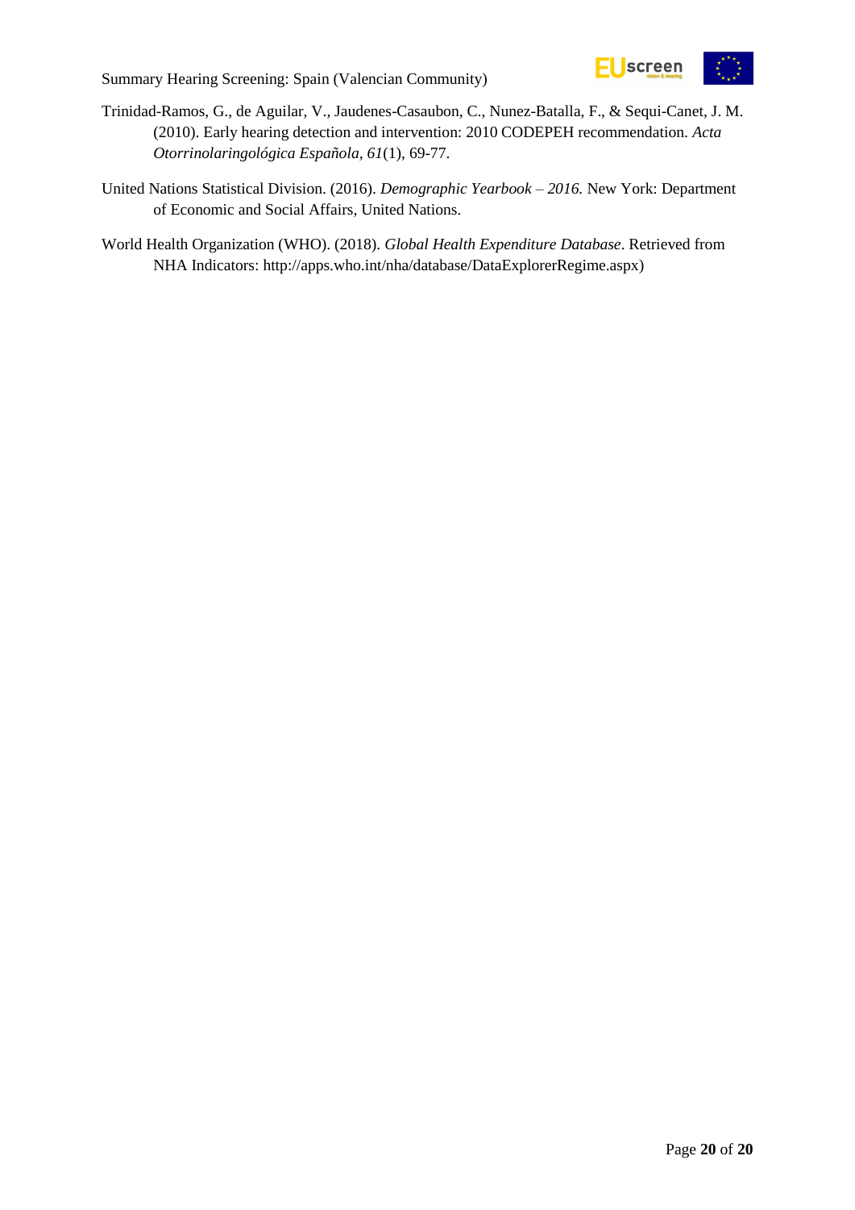Trinidad-Ramos, G., de Aguilar, V., Jaudenes-Casaubon, C., Nunez-Batalla, F., & Sequi-Canet, J. M. (2010). Early hearing detection and intervention: 2010 CODEPEH recommendation. *Acta Otorrinolaringológica Española, 61*(1), 69-77.

United Nations Statistical Division. (2016). *Demographic Yearbook – 2016.* New York: Department of Economic and Social Affairs, United Nations.

World Health Organization (WHO). (2018). *Global Health Expenditure Database*. Retrieved from NHA Indicators: http://apps.who.int/nha/database/DataExplorerRegime.aspx)